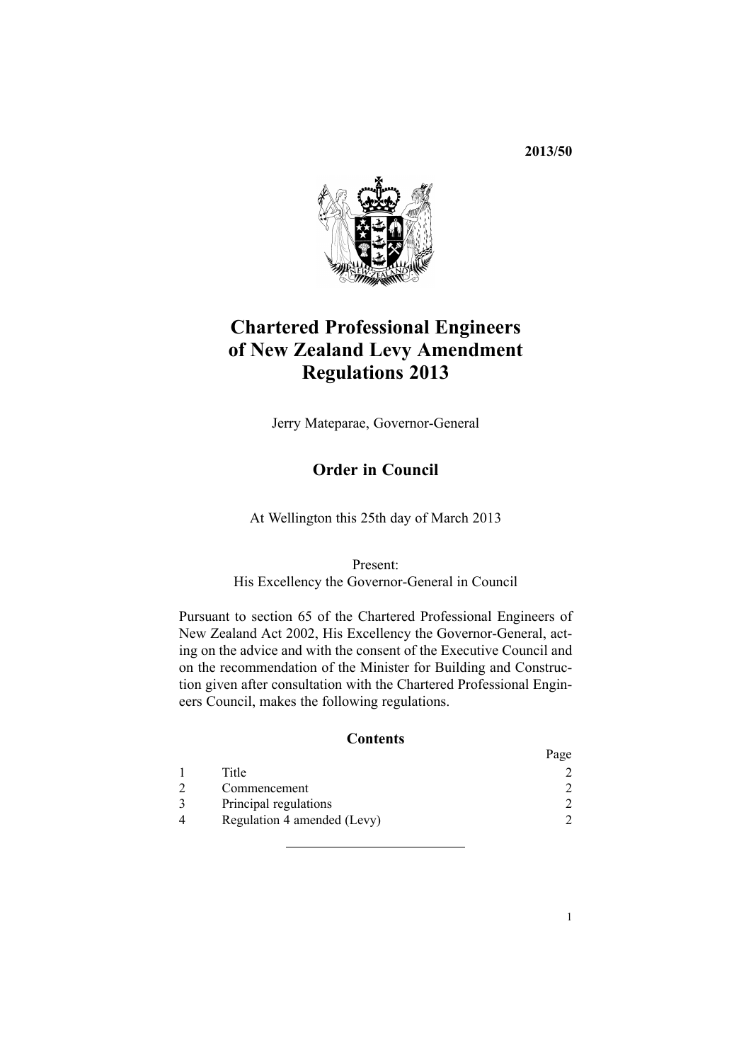**2013/50**

# Chartered Professional Engineers of New Zealand Levy Amendment Regulations 2013

Jerry Mateparae, Governor-General

## Order in Council

At Wellington this 25th day of March 2013

Present:
His Excellency the Governor-General in Council

Pursuant to section 65 of the Chartered Professional Engineers of New Zealand Act 2002, His Excellency the Governor-General, acting on the advice and with the consent of the Executive Council and on the recommendation of the Minister for Building and Construction given after consultation with the Chartered Professional Engineers Council, makes the following regulations.

### Contents

| | | Page |
|---|---|---|
| 1 | Title | 2 |
| 2 | Commencement | 2 |
| 3 | Principal regulations | 2 |
| 4 | Regulation 4 amended (Levy) | 2 |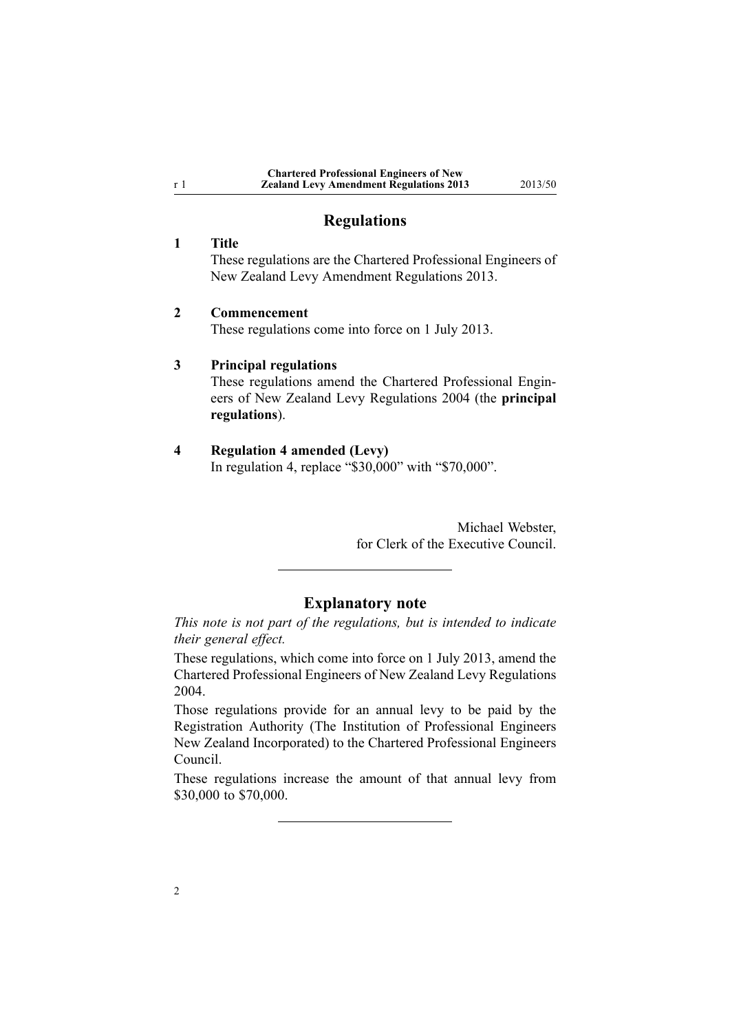## Regulations

### 1 Title

These regulations are the Chartered Professional Engineers of New Zealand Levy Amendment Regulations 2013.

### 2 Commencement

These regulations come into force on 1 July 2013.

### 3 Principal regulations

These regulations amend the Chartered Professional Engineers of New Zealand Levy Regulations 2004 (the **principal regulations**).

### 4 Regulation 4 amended (Levy)

In regulation 4, replace "$30,000" with "$70,000".

Michael Webster,
for Clerk of the Executive Council.

---

## Explanatory note

*This note is not part of the regulations, but is intended to indicate their general effect.*

These regulations, which come into force on 1 July 2013, amend the Chartered Professional Engineers of New Zealand Levy Regulations 2004.

Those regulations provide for an annual levy to be paid by the Registration Authority (The Institution of Professional Engineers New Zealand Incorporated) to the Chartered Professional Engineers Council.

These regulations increase the amount of that annual levy from $30,000 to $70,000.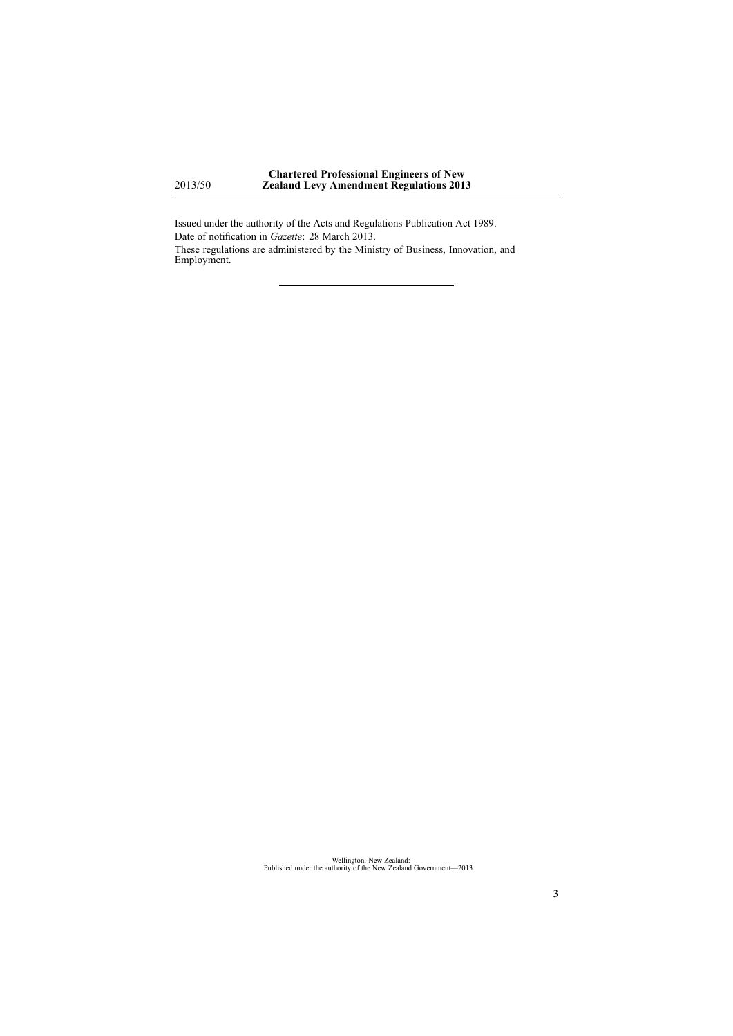Issued under the authority of the Acts and Regulations Publication Act 1989.

Date of notification in *Gazette*: 28 March 2013.

These regulations are administered by the Ministry of Business, Innovation, and Employment.

Wellington, New Zealand:
Published under the authority of the New Zealand Government—2013